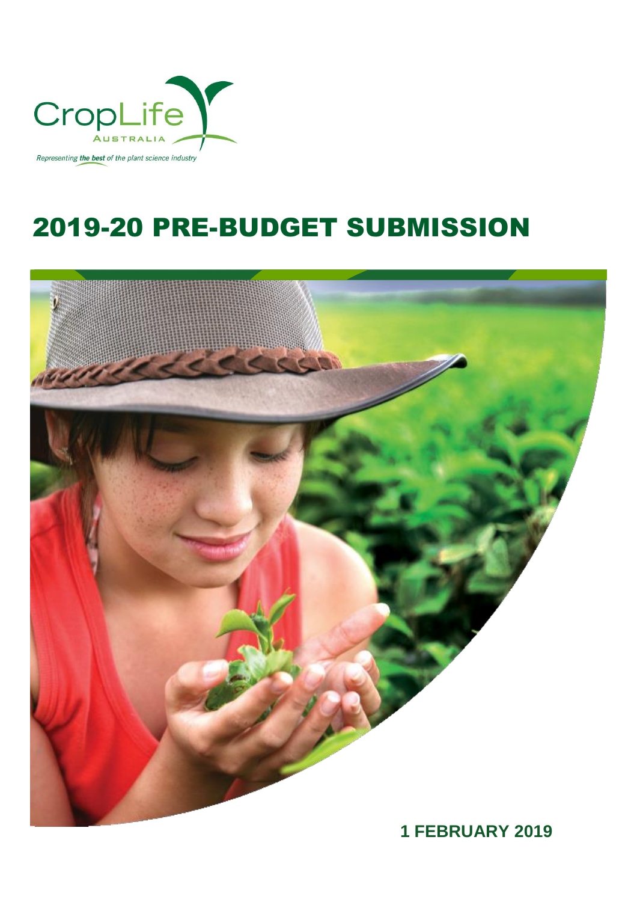CropLife
AUSTRALIA

*Representing **the best** of the plant science industry*

# 2019-20 PRE-BUDGET SUBMISSION

**1 FEBRUARY 2019**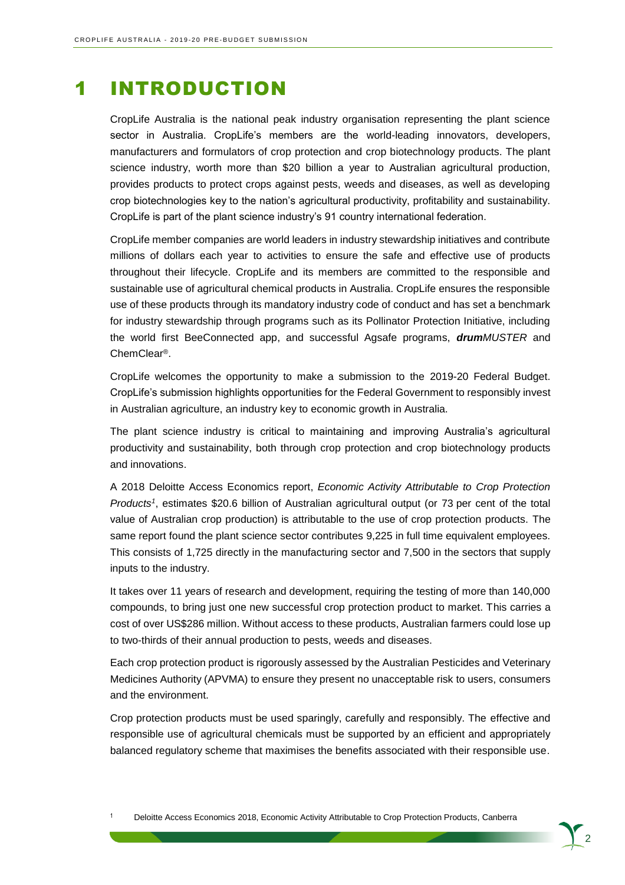# 1 INTRODUCTION

CropLife Australia is the national peak industry organisation representing the plant science sector in Australia. CropLife's members are the world-leading innovators, developers, manufacturers and formulators of crop protection and crop biotechnology products. The plant science industry, worth more than $20 billion a year to Australian agricultural production, provides products to protect crops against pests, weeds and diseases, as well as developing crop biotechnologies key to the nation's agricultural productivity, profitability and sustainability. CropLife is part of the plant science industry's 91 country international federation.

CropLife member companies are world leaders in industry stewardship initiatives and contribute millions of dollars each year to activities to ensure the safe and effective use of products throughout their lifecycle. CropLife and its members are committed to the responsible and sustainable use of agricultural chemical products in Australia. CropLife ensures the responsible use of these products through its mandatory industry code of conduct and has set a benchmark for industry stewardship through programs such as its Pollinator Protection Initiative, including the world first BeeConnected app, and successful Agsafe programs, ***drum****MUSTER* and ChemClear®.

CropLife welcomes the opportunity to make a submission to the 2019-20 Federal Budget. CropLife's submission highlights opportunities for the Federal Government to responsibly invest in Australian agriculture, an industry key to economic growth in Australia.

The plant science industry is critical to maintaining and improving Australia's agricultural productivity and sustainability, both through crop protection and crop biotechnology products and innovations.

A 2018 Deloitte Access Economics report, *Economic Activity Attributable to Crop Protection Products*[1], estimates $20.6 billion of Australian agricultural output (or 73 per cent of the total value of Australian crop production) is attributable to the use of crop protection products. The same report found the plant science sector contributes 9,225 in full time equivalent employees. This consists of 1,725 directly in the manufacturing sector and 7,500 in the sectors that supply inputs to the industry.

It takes over 11 years of research and development, requiring the testing of more than 140,000 compounds, to bring just one new successful crop protection product to market. This carries a cost of over US$286 million. Without access to these products, Australian farmers could lose up to two-thirds of their annual production to pests, weeds and diseases.

Each crop protection product is rigorously assessed by the Australian Pesticides and Veterinary Medicines Authority (APVMA) to ensure they present no unacceptable risk to users, consumers and the environment.

Crop protection products must be used sparingly, carefully and responsibly. The effective and responsible use of agricultural chemicals must be supported by an efficient and appropriately balanced regulatory scheme that maximises the benefits associated with their responsible use.

[1] Deloitte Access Economics 2018, Economic Activity Attributable to Crop Protection Products, Canberra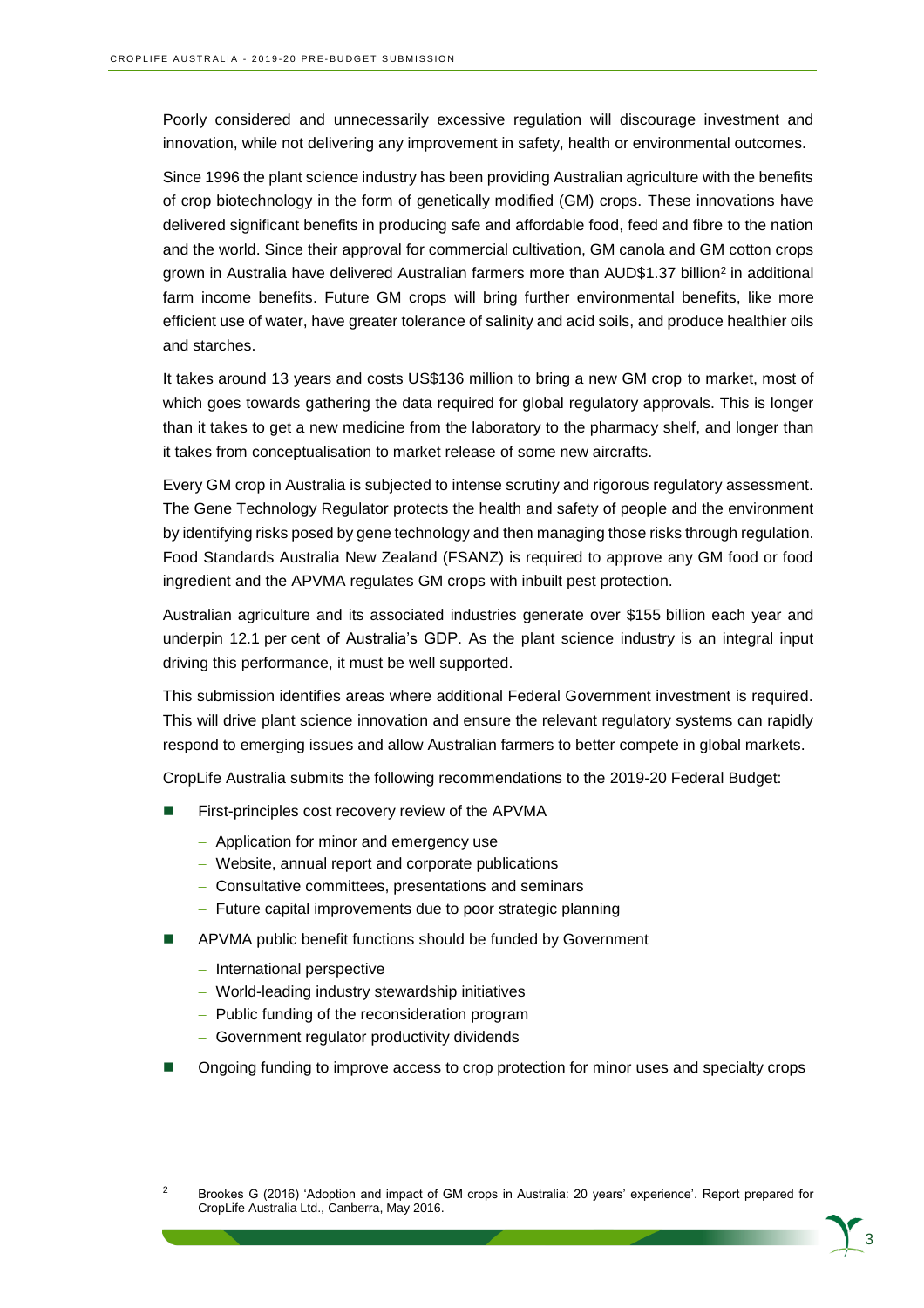Poorly considered and unnecessarily excessive regulation will discourage investment and innovation, while not delivering any improvement in safety, health or environmental outcomes.

Since 1996 the plant science industry has been providing Australian agriculture with the benefits of crop biotechnology in the form of genetically modified (GM) crops. These innovations have delivered significant benefits in producing safe and affordable food, feed and fibre to the nation and the world. Since their approval for commercial cultivation, GM canola and GM cotton crops grown in Australia have delivered Australian farmers more than AUD$1.37 billion[2] in additional farm income benefits. Future GM crops will bring further environmental benefits, like more efficient use of water, have greater tolerance of salinity and acid soils, and produce healthier oils and starches.

It takes around 13 years and costs US$136 million to bring a new GM crop to market, most of which goes towards gathering the data required for global regulatory approvals. This is longer than it takes to get a new medicine from the laboratory to the pharmacy shelf, and longer than it takes from conceptualisation to market release of some new aircrafts.

Every GM crop in Australia is subjected to intense scrutiny and rigorous regulatory assessment. The Gene Technology Regulator protects the health and safety of people and the environment by identifying risks posed by gene technology and then managing those risks through regulation. Food Standards Australia New Zealand (FSANZ) is required to approve any GM food or food ingredient and the APVMA regulates GM crops with inbuilt pest protection.

Australian agriculture and its associated industries generate over $155 billion each year and underpin 12.1 per cent of Australia's GDP. As the plant science industry is an integral input driving this performance, it must be well supported.

This submission identifies areas where additional Federal Government investment is required. This will drive plant science innovation and ensure the relevant regulatory systems can rapidly respond to emerging issues and allow Australian farmers to better compete in global markets.

CropLife Australia submits the following recommendations to the 2019-20 Federal Budget:

- First-principles cost recovery review of the APVMA
  - Application for minor and emergency use
  - Website, annual report and corporate publications
  - Consultative committees, presentations and seminars
  - Future capital improvements due to poor strategic planning
- APVMA public benefit functions should be funded by Government
  - International perspective
  - World-leading industry stewardship initiatives
  - Public funding of the reconsideration program
  - Government regulator productivity dividends
- Ongoing funding to improve access to crop protection for minor uses and specialty crops

[2] Brookes G (2016) 'Adoption and impact of GM crops in Australia: 20 years' experience'. Report prepared for CropLife Australia Ltd., Canberra, May 2016.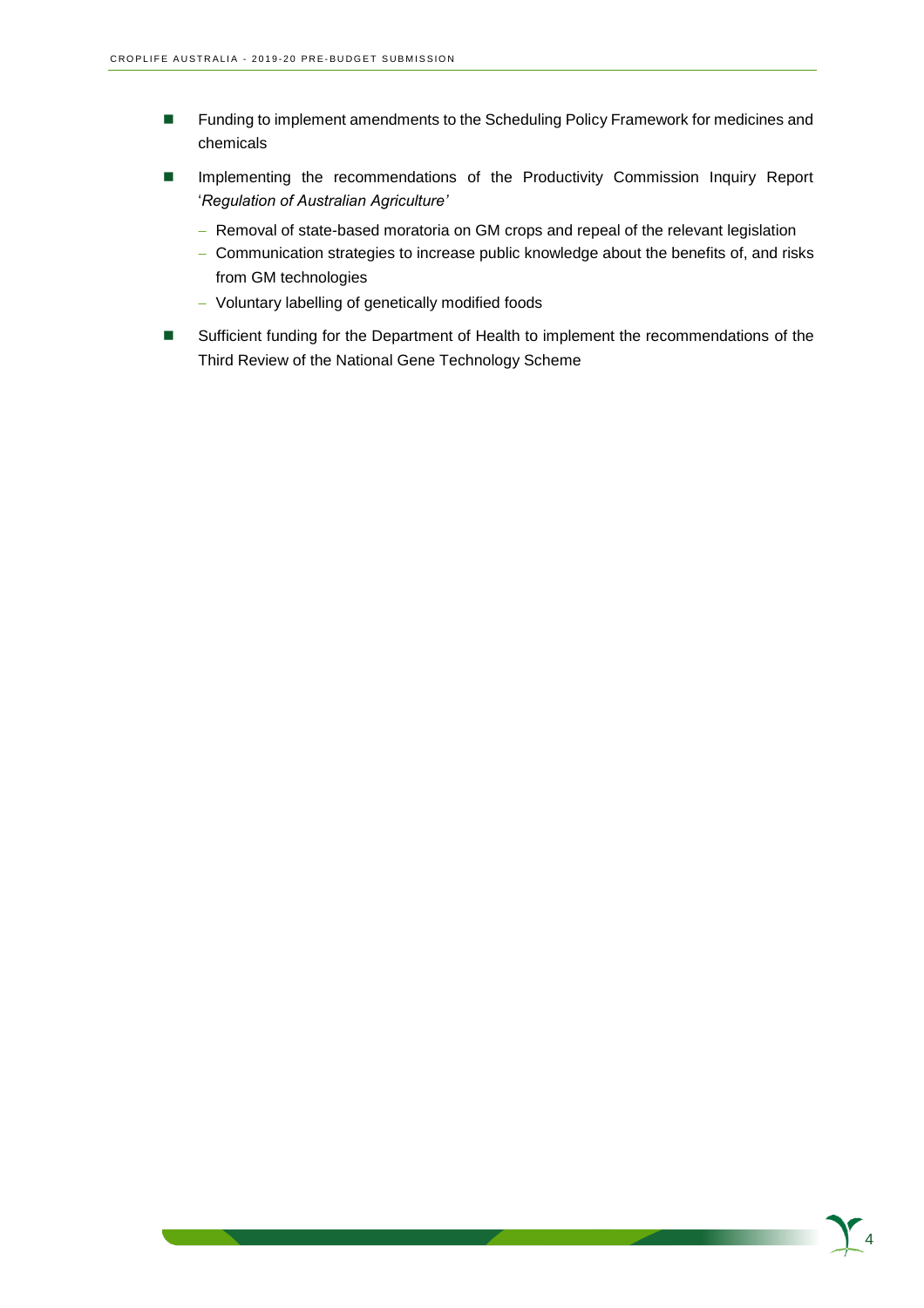- Funding to implement amendments to the Scheduling Policy Framework for medicines and chemicals
- Implementing the recommendations of the Productivity Commission Inquiry Report '*Regulation of Australian Agriculture'*
  - Removal of state-based moratoria on GM crops and repeal of the relevant legislation
  - Communication strategies to increase public knowledge about the benefits of, and risks from GM technologies
  - Voluntary labelling of genetically modified foods
- Sufficient funding for the Department of Health to implement the recommendations of the Third Review of the National Gene Technology Scheme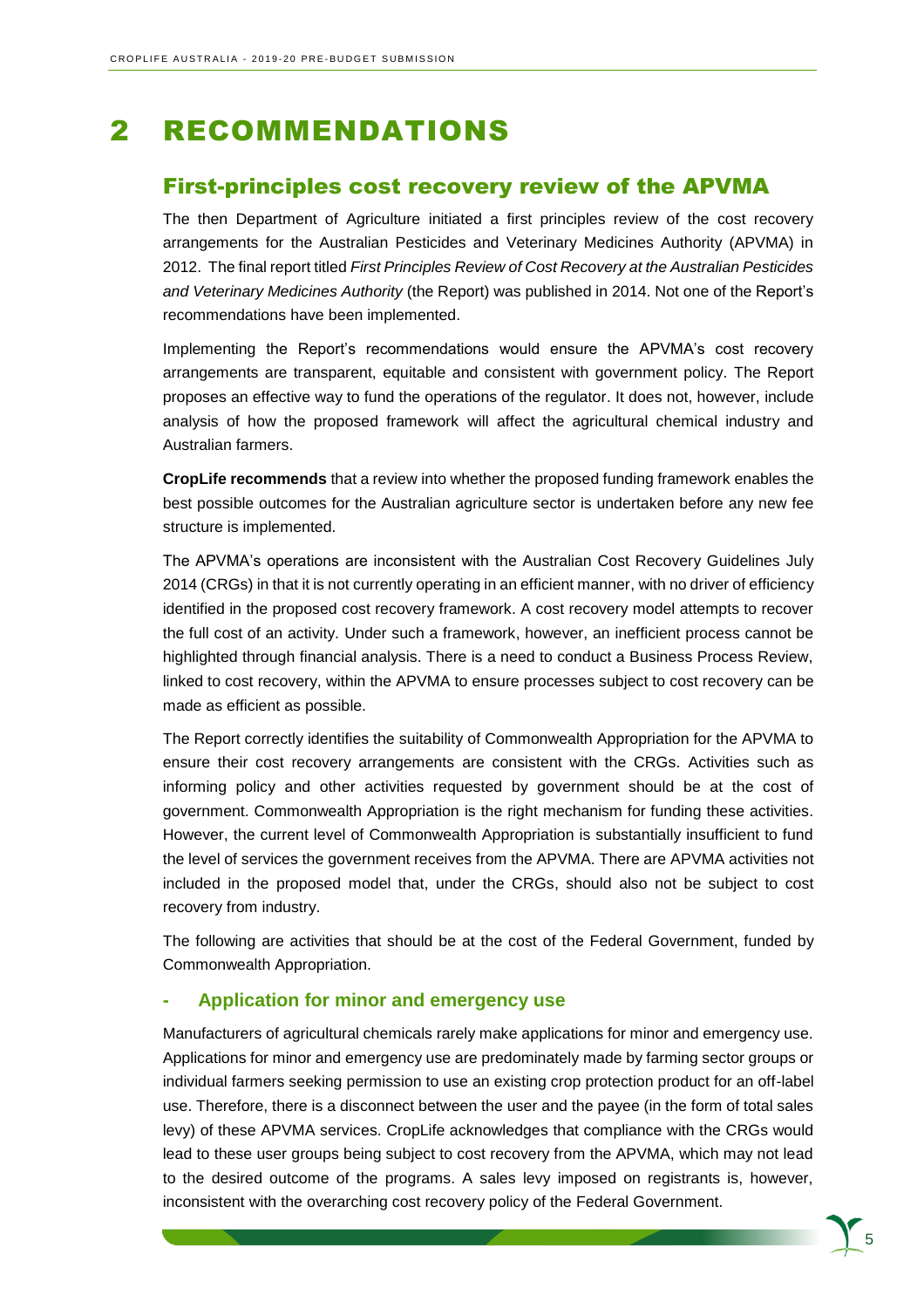# 2 RECOMMENDATIONS

## First-principles cost recovery review of the APVMA

The then Department of Agriculture initiated a first principles review of the cost recovery arrangements for the Australian Pesticides and Veterinary Medicines Authority (APVMA) in 2012. The final report titled *First Principles Review of Cost Recovery at the Australian Pesticides and Veterinary Medicines Authority* (the Report) was published in 2014. Not one of the Report's recommendations have been implemented.

Implementing the Report's recommendations would ensure the APVMA's cost recovery arrangements are transparent, equitable and consistent with government policy. The Report proposes an effective way to fund the operations of the regulator. It does not, however, include analysis of how the proposed framework will affect the agricultural chemical industry and Australian farmers.

**CropLife recommends** that a review into whether the proposed funding framework enables the best possible outcomes for the Australian agriculture sector is undertaken before any new fee structure is implemented.

The APVMA's operations are inconsistent with the Australian Cost Recovery Guidelines July 2014 (CRGs) in that it is not currently operating in an efficient manner, with no driver of efficiency identified in the proposed cost recovery framework. A cost recovery model attempts to recover the full cost of an activity. Under such a framework, however, an inefficient process cannot be highlighted through financial analysis. There is a need to conduct a Business Process Review, linked to cost recovery, within the APVMA to ensure processes subject to cost recovery can be made as efficient as possible.

The Report correctly identifies the suitability of Commonwealth Appropriation for the APVMA to ensure their cost recovery arrangements are consistent with the CRGs. Activities such as informing policy and other activities requested by government should be at the cost of government. Commonwealth Appropriation is the right mechanism for funding these activities. However, the current level of Commonwealth Appropriation is substantially insufficient to fund the level of services the government receives from the APVMA. There are APVMA activities not included in the proposed model that, under the CRGs, should also not be subject to cost recovery from industry.

The following are activities that should be at the cost of the Federal Government, funded by Commonwealth Appropriation.

### - Application for minor and emergency use

Manufacturers of agricultural chemicals rarely make applications for minor and emergency use. Applications for minor and emergency use are predominately made by farming sector groups or individual farmers seeking permission to use an existing crop protection product for an off-label use. Therefore, there is a disconnect between the user and the payee (in the form of total sales levy) of these APVMA services. CropLife acknowledges that compliance with the CRGs would lead to these user groups being subject to cost recovery from the APVMA, which may not lead to the desired outcome of the programs. A sales levy imposed on registrants is, however, inconsistent with the overarching cost recovery policy of the Federal Government.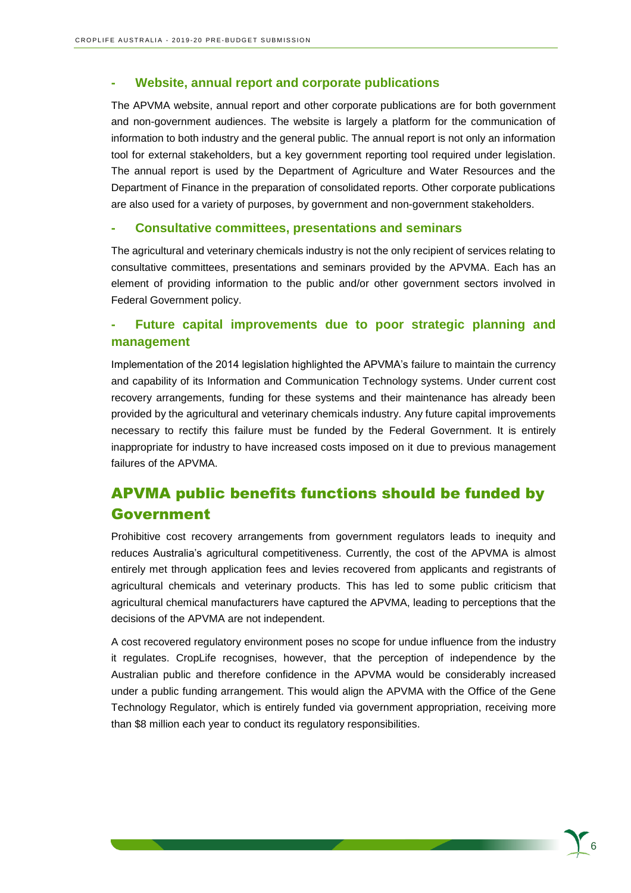### - Website, annual report and corporate publications

The APVMA website, annual report and other corporate publications are for both government and non-government audiences. The website is largely a platform for the communication of information to both industry and the general public. The annual report is not only an information tool for external stakeholders, but a key government reporting tool required under legislation. The annual report is used by the Department of Agriculture and Water Resources and the Department of Finance in the preparation of consolidated reports. Other corporate publications are also used for a variety of purposes, by government and non-government stakeholders.

### - Consultative committees, presentations and seminars

The agricultural and veterinary chemicals industry is not the only recipient of services relating to consultative committees, presentations and seminars provided by the APVMA. Each has an element of providing information to the public and/or other government sectors involved in Federal Government policy.

### - Future capital improvements due to poor strategic planning and management

Implementation of the 2014 legislation highlighted the APVMA's failure to maintain the currency and capability of its Information and Communication Technology systems. Under current cost recovery arrangements, funding for these systems and their maintenance has already been provided by the agricultural and veterinary chemicals industry. Any future capital improvements necessary to rectify this failure must be funded by the Federal Government. It is entirely inappropriate for industry to have increased costs imposed on it due to previous management failures of the APVMA.

## APVMA public benefits functions should be funded by Government

Prohibitive cost recovery arrangements from government regulators leads to inequity and reduces Australia's agricultural competitiveness. Currently, the cost of the APVMA is almost entirely met through application fees and levies recovered from applicants and registrants of agricultural chemicals and veterinary products. This has led to some public criticism that agricultural chemical manufacturers have captured the APVMA, leading to perceptions that the decisions of the APVMA are not independent.

A cost recovered regulatory environment poses no scope for undue influence from the industry it regulates. CropLife recognises, however, that the perception of independence by the Australian public and therefore confidence in the APVMA would be considerably increased under a public funding arrangement. This would align the APVMA with the Office of the Gene Technology Regulator, which is entirely funded via government appropriation, receiving more than $8 million each year to conduct its regulatory responsibilities.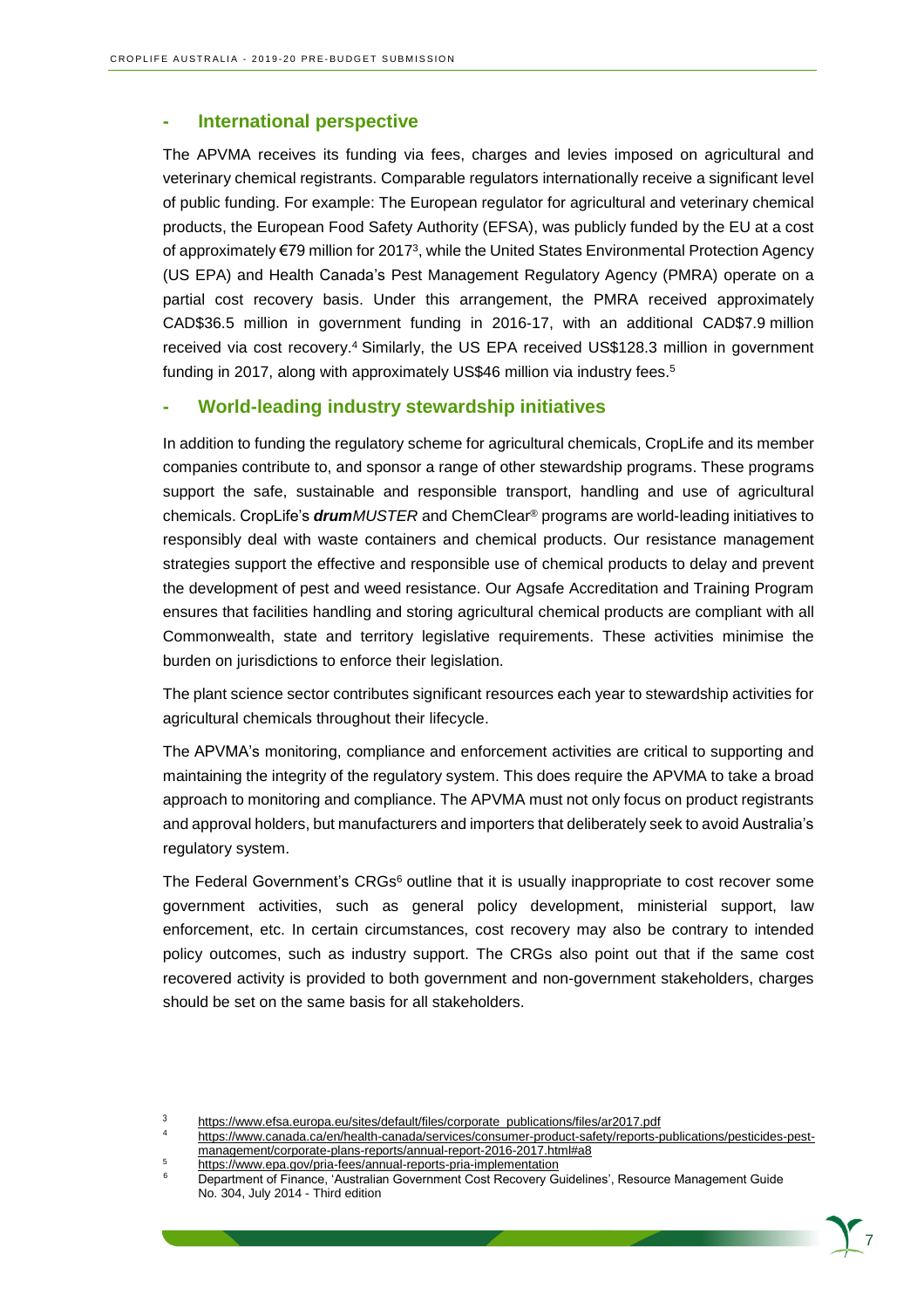## - International perspective

The APVMA receives its funding via fees, charges and levies imposed on agricultural and veterinary chemical registrants. Comparable regulators internationally receive a significant level of public funding. For example: The European regulator for agricultural and veterinary chemical products, the European Food Safety Authority (EFSA), was publicly funded by the EU at a cost of approximately €79 million for 2017[3], while the United States Environmental Protection Agency (US EPA) and Health Canada's Pest Management Regulatory Agency (PMRA) operate on a partial cost recovery basis. Under this arrangement, the PMRA received approximately CAD$36.5 million in government funding in 2016-17, with an additional CAD$7.9 million received via cost recovery.[4] Similarly, the US EPA received US$128.3 million in government funding in 2017, along with approximately US$46 million via industry fees.[5]

## - World-leading industry stewardship initiatives

In addition to funding the regulatory scheme for agricultural chemicals, CropLife and its member companies contribute to, and sponsor a range of other stewardship programs. These programs support the safe, sustainable and responsible transport, handling and use of agricultural chemicals. CropLife's ***drum****MUSTER* and ChemClear® programs are world-leading initiatives to responsibly deal with waste containers and chemical products. Our resistance management strategies support the effective and responsible use of chemical products to delay and prevent the development of pest and weed resistance. Our Agsafe Accreditation and Training Program ensures that facilities handling and storing agricultural chemical products are compliant with all Commonwealth, state and territory legislative requirements. These activities minimise the burden on jurisdictions to enforce their legislation.

The plant science sector contributes significant resources each year to stewardship activities for agricultural chemicals throughout their lifecycle.

The APVMA's monitoring, compliance and enforcement activities are critical to supporting and maintaining the integrity of the regulatory system. This does require the APVMA to take a broad approach to monitoring and compliance. The APVMA must not only focus on product registrants and approval holders, but manufacturers and importers that deliberately seek to avoid Australia's regulatory system.

The Federal Government's CRGs[6] outline that it is usually inappropriate to cost recover some government activities, such as general policy development, ministerial support, law enforcement, etc. In certain circumstances, cost recovery may also be contrary to intended policy outcomes, such as industry support. The CRGs also point out that if the same cost recovered activity is provided to both government and non-government stakeholders, charges should be set on the same basis for all stakeholders.

---

[3] https://www.efsa.europa.eu/sites/default/files/corporate_publications/files/ar2017.pdf

[4] https://www.canada.ca/en/health-canada/services/consumer-product-safety/reports-publications/pesticides-pest-management/corporate-plans-reports/annual-report-2016-2017.html#a8

[5] https://www.epa.gov/pria-fees/annual-reports-pria-implementation

[6] Department of Finance, 'Australian Government Cost Recovery Guidelines', Resource Management Guide No. 304, July 2014 - Third edition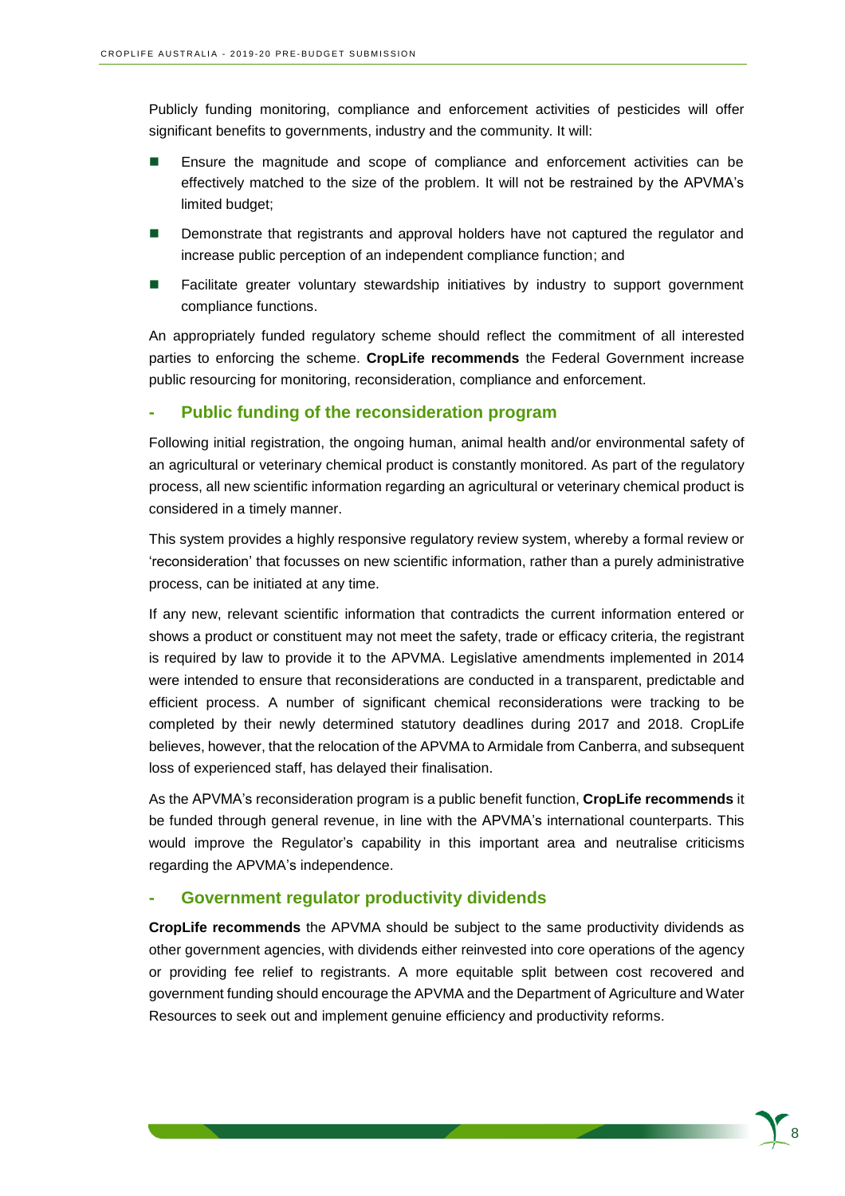Publicly funding monitoring, compliance and enforcement activities of pesticides will offer significant benefits to governments, industry and the community. It will:

- Ensure the magnitude and scope of compliance and enforcement activities can be effectively matched to the size of the problem. It will not be restrained by the APVMA's limited budget;
- Demonstrate that registrants and approval holders have not captured the regulator and increase public perception of an independent compliance function; and
- Facilitate greater voluntary stewardship initiatives by industry to support government compliance functions.

An appropriately funded regulatory scheme should reflect the commitment of all interested parties to enforcing the scheme. **CropLife recommends** the Federal Government increase public resourcing for monitoring, reconsideration, compliance and enforcement.

## - Public funding of the reconsideration program

Following initial registration, the ongoing human, animal health and/or environmental safety of an agricultural or veterinary chemical product is constantly monitored. As part of the regulatory process, all new scientific information regarding an agricultural or veterinary chemical product is considered in a timely manner.

This system provides a highly responsive regulatory review system, whereby a formal review or 'reconsideration' that focusses on new scientific information, rather than a purely administrative process, can be initiated at any time.

If any new, relevant scientific information that contradicts the current information entered or shows a product or constituent may not meet the safety, trade or efficacy criteria, the registrant is required by law to provide it to the APVMA. Legislative amendments implemented in 2014 were intended to ensure that reconsiderations are conducted in a transparent, predictable and efficient process. A number of significant chemical reconsiderations were tracking to be completed by their newly determined statutory deadlines during 2017 and 2018. CropLife believes, however, that the relocation of the APVMA to Armidale from Canberra, and subsequent loss of experienced staff, has delayed their finalisation.

As the APVMA's reconsideration program is a public benefit function, **CropLife recommends** it be funded through general revenue, in line with the APVMA's international counterparts. This would improve the Regulator's capability in this important area and neutralise criticisms regarding the APVMA's independence.

## - Government regulator productivity dividends

**CropLife recommends** the APVMA should be subject to the same productivity dividends as other government agencies, with dividends either reinvested into core operations of the agency or providing fee relief to registrants. A more equitable split between cost recovered and government funding should encourage the APVMA and the Department of Agriculture and Water Resources to seek out and implement genuine efficiency and productivity reforms.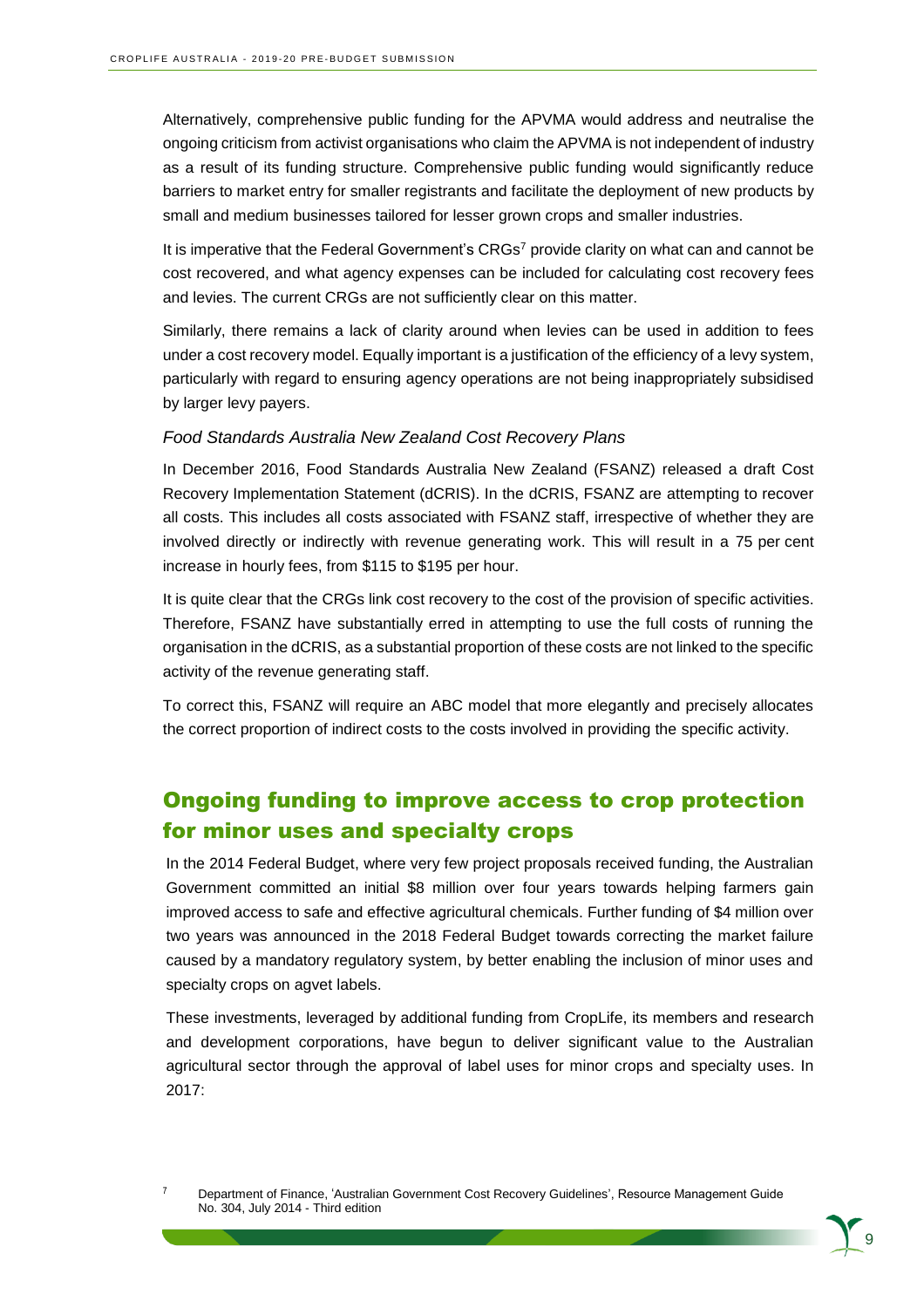Alternatively, comprehensive public funding for the APVMA would address and neutralise the ongoing criticism from activist organisations who claim the APVMA is not independent of industry as a result of its funding structure. Comprehensive public funding would significantly reduce barriers to market entry for smaller registrants and facilitate the deployment of new products by small and medium businesses tailored for lesser grown crops and smaller industries.

It is imperative that the Federal Government's CRGs[7] provide clarity on what can and cannot be cost recovered, and what agency expenses can be included for calculating cost recovery fees and levies. The current CRGs are not sufficiently clear on this matter.

Similarly, there remains a lack of clarity around when levies can be used in addition to fees under a cost recovery model. Equally important is a justification of the efficiency of a levy system, particularly with regard to ensuring agency operations are not being inappropriately subsidised by larger levy payers.

*Food Standards Australia New Zealand Cost Recovery Plans*

In December 2016, Food Standards Australia New Zealand (FSANZ) released a draft Cost Recovery Implementation Statement (dCRIS). In the dCRIS, FSANZ are attempting to recover all costs. This includes all costs associated with FSANZ staff, irrespective of whether they are involved directly or indirectly with revenue generating work. This will result in a 75 per cent increase in hourly fees, from $115 to $195 per hour.

It is quite clear that the CRGs link cost recovery to the cost of the provision of specific activities. Therefore, FSANZ have substantially erred in attempting to use the full costs of running the organisation in the dCRIS, as a substantial proportion of these costs are not linked to the specific activity of the revenue generating staff.

To correct this, FSANZ will require an ABC model that more elegantly and precisely allocates the correct proportion of indirect costs to the costs involved in providing the specific activity.

## Ongoing funding to improve access to crop protection for minor uses and specialty crops

In the 2014 Federal Budget, where very few project proposals received funding, the Australian Government committed an initial $8 million over four years towards helping farmers gain improved access to safe and effective agricultural chemicals. Further funding of $4 million over two years was announced in the 2018 Federal Budget towards correcting the market failure caused by a mandatory regulatory system, by better enabling the inclusion of minor uses and specialty crops on agvet labels.

These investments, leveraged by additional funding from CropLife, its members and research and development corporations, have begun to deliver significant value to the Australian agricultural sector through the approval of label uses for minor crops and specialty uses. In 2017:

[7] Department of Finance, 'Australian Government Cost Recovery Guidelines', Resource Management Guide No. 304, July 2014 - Third edition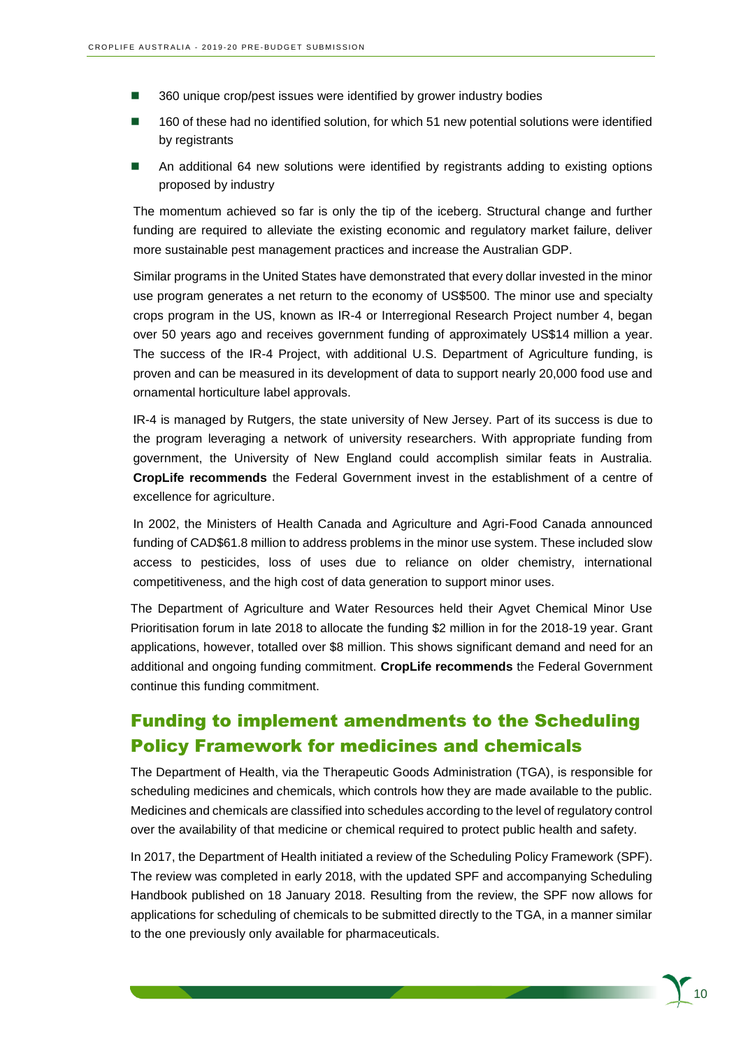- 360 unique crop/pest issues were identified by grower industry bodies
- 160 of these had no identified solution, for which 51 new potential solutions were identified by registrants
- An additional 64 new solutions were identified by registrants adding to existing options proposed by industry

The momentum achieved so far is only the tip of the iceberg. Structural change and further funding are required to alleviate the existing economic and regulatory market failure, deliver more sustainable pest management practices and increase the Australian GDP.

Similar programs in the United States have demonstrated that every dollar invested in the minor use program generates a net return to the economy of US$500. The minor use and specialty crops program in the US, known as IR-4 or Interregional Research Project number 4, began over 50 years ago and receives government funding of approximately US$14 million a year. The success of the IR-4 Project, with additional U.S. Department of Agriculture funding, is proven and can be measured in its development of data to support nearly 20,000 food use and ornamental horticulture label approvals.

IR-4 is managed by Rutgers, the state university of New Jersey. Part of its success is due to the program leveraging a network of university researchers. With appropriate funding from government, the University of New England could accomplish similar feats in Australia. **CropLife recommends** the Federal Government invest in the establishment of a centre of excellence for agriculture.

In 2002, the Ministers of Health Canada and Agriculture and Agri-Food Canada announced funding of CAD$61.8 million to address problems in the minor use system. These included slow access to pesticides, loss of uses due to reliance on older chemistry, international competitiveness, and the high cost of data generation to support minor uses.

The Department of Agriculture and Water Resources held their Agvet Chemical Minor Use Prioritisation forum in late 2018 to allocate the funding $2 million in for the 2018-19 year. Grant applications, however, totalled over $8 million. This shows significant demand and need for an additional and ongoing funding commitment. **CropLife recommends** the Federal Government continue this funding commitment.

## Funding to implement amendments to the Scheduling Policy Framework for medicines and chemicals

The Department of Health, via the Therapeutic Goods Administration (TGA), is responsible for scheduling medicines and chemicals, which controls how they are made available to the public. Medicines and chemicals are classified into schedules according to the level of regulatory control over the availability of that medicine or chemical required to protect public health and safety.

In 2017, the Department of Health initiated a review of the Scheduling Policy Framework (SPF). The review was completed in early 2018, with the updated SPF and accompanying Scheduling Handbook published on 18 January 2018. Resulting from the review, the SPF now allows for applications for scheduling of chemicals to be submitted directly to the TGA, in a manner similar to the one previously only available for pharmaceuticals.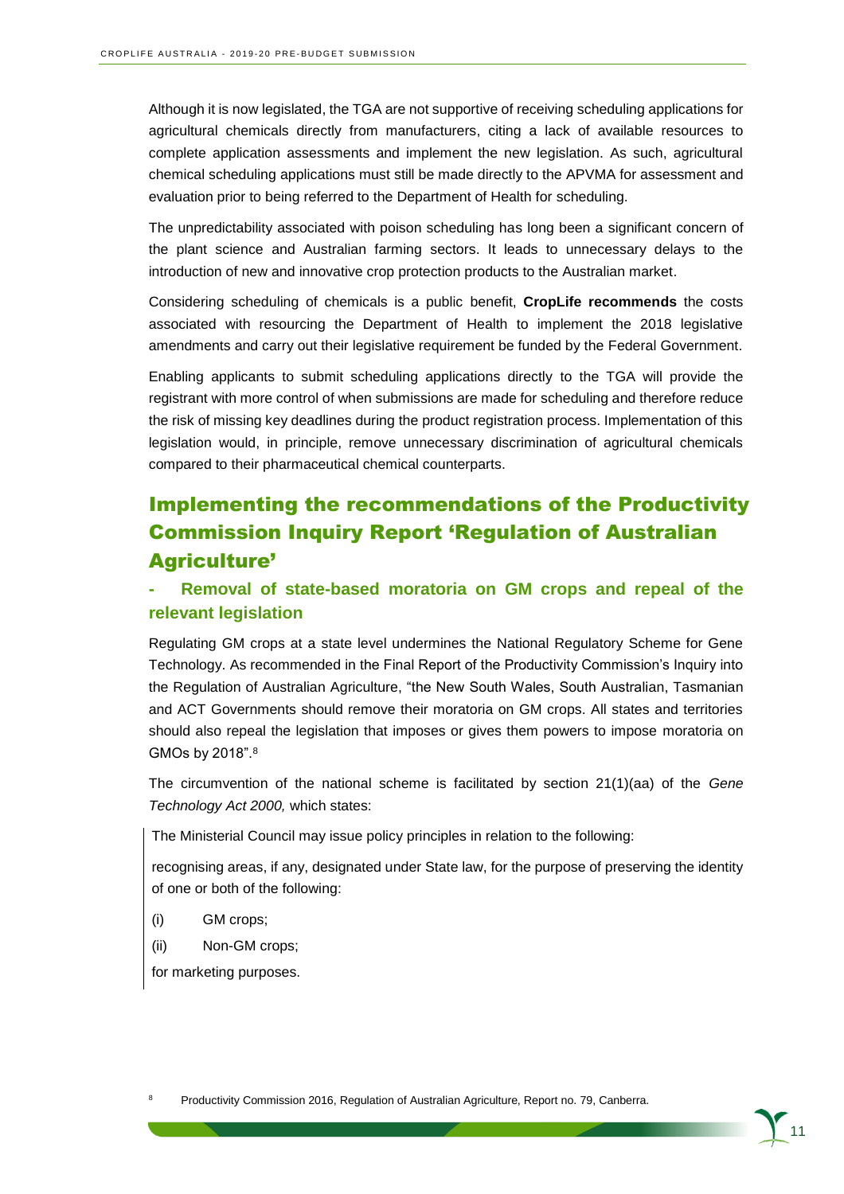Although it is now legislated, the TGA are not supportive of receiving scheduling applications for agricultural chemicals directly from manufacturers, citing a lack of available resources to complete application assessments and implement the new legislation. As such, agricultural chemical scheduling applications must still be made directly to the APVMA for assessment and evaluation prior to being referred to the Department of Health for scheduling.

The unpredictability associated with poison scheduling has long been a significant concern of the plant science and Australian farming sectors. It leads to unnecessary delays to the introduction of new and innovative crop protection products to the Australian market.

Considering scheduling of chemicals is a public benefit, **CropLife recommends** the costs associated with resourcing the Department of Health to implement the 2018 legislative amendments and carry out their legislative requirement be funded by the Federal Government.

Enabling applicants to submit scheduling applications directly to the TGA will provide the registrant with more control of when submissions are made for scheduling and therefore reduce the risk of missing key deadlines during the product registration process. Implementation of this legislation would, in principle, remove unnecessary discrimination of agricultural chemicals compared to their pharmaceutical chemical counterparts.

## Implementing the recommendations of the Productivity Commission Inquiry Report 'Regulation of Australian Agriculture'

### - Removal of state-based moratoria on GM crops and repeal of the relevant legislation

Regulating GM crops at a state level undermines the National Regulatory Scheme for Gene Technology. As recommended in the Final Report of the Productivity Commission's Inquiry into the Regulation of Australian Agriculture, "the New South Wales, South Australian, Tasmanian and ACT Governments should remove their moratoria on GM crops. All states and territories should also repeal the legislation that imposes or gives them powers to impose moratoria on GMOs by 2018".[8]

The circumvention of the national scheme is facilitated by section 21(1)(aa) of the *Gene Technology Act 2000,* which states:

> The Ministerial Council may issue policy principles in relation to the following:
>
> recognising areas, if any, designated under State law, for the purpose of preserving the identity of one or both of the following:
>
> (i) GM crops;
>
> (ii) Non-GM crops;
>
> for marketing purposes.

[8] Productivity Commission 2016, Regulation of Australian Agriculture, Report no. 79, Canberra.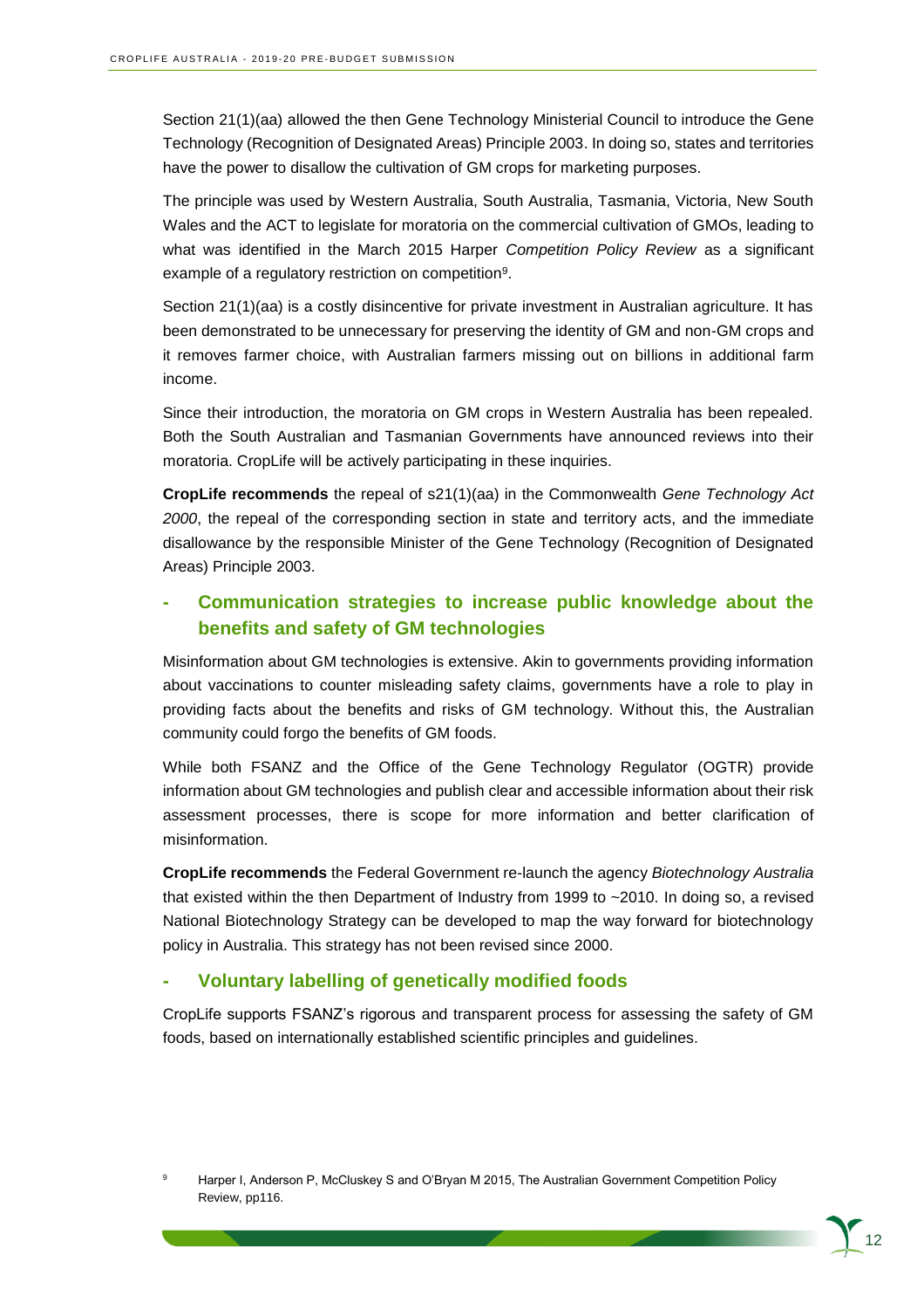Section 21(1)(aa) allowed the then Gene Technology Ministerial Council to introduce the Gene Technology (Recognition of Designated Areas) Principle 2003. In doing so, states and territories have the power to disallow the cultivation of GM crops for marketing purposes.

The principle was used by Western Australia, South Australia, Tasmania, Victoria, New South Wales and the ACT to legislate for moratoria on the commercial cultivation of GMOs, leading to what was identified in the March 2015 Harper *Competition Policy Review* as a significant example of a regulatory restriction on competition[9].

Section 21(1)(aa) is a costly disincentive for private investment in Australian agriculture. It has been demonstrated to be unnecessary for preserving the identity of GM and non-GM crops and it removes farmer choice, with Australian farmers missing out on billions in additional farm income.

Since their introduction, the moratoria on GM crops in Western Australia has been repealed. Both the South Australian and Tasmanian Governments have announced reviews into their moratoria. CropLife will be actively participating in these inquiries.

**CropLife recommends** the repeal of s21(1)(aa) in the Commonwealth *Gene Technology Act 2000*, the repeal of the corresponding section in state and territory acts, and the immediate disallowance by the responsible Minister of the Gene Technology (Recognition of Designated Areas) Principle 2003.

### - Communication strategies to increase public knowledge about the benefits and safety of GM technologies

Misinformation about GM technologies is extensive. Akin to governments providing information about vaccinations to counter misleading safety claims, governments have a role to play in providing facts about the benefits and risks of GM technology. Without this, the Australian community could forgo the benefits of GM foods.

While both FSANZ and the Office of the Gene Technology Regulator (OGTR) provide information about GM technologies and publish clear and accessible information about their risk assessment processes, there is scope for more information and better clarification of misinformation.

**CropLife recommends** the Federal Government re-launch the agency *Biotechnology Australia* that existed within the then Department of Industry from 1999 to ~2010. In doing so, a revised National Biotechnology Strategy can be developed to map the way forward for biotechnology policy in Australia. This strategy has not been revised since 2000.

### - Voluntary labelling of genetically modified foods

CropLife supports FSANZ's rigorous and transparent process for assessing the safety of GM foods, based on internationally established scientific principles and guidelines.

[9] Harper I, Anderson P, McCluskey S and O'Bryan M 2015, The Australian Government Competition Policy Review, pp116.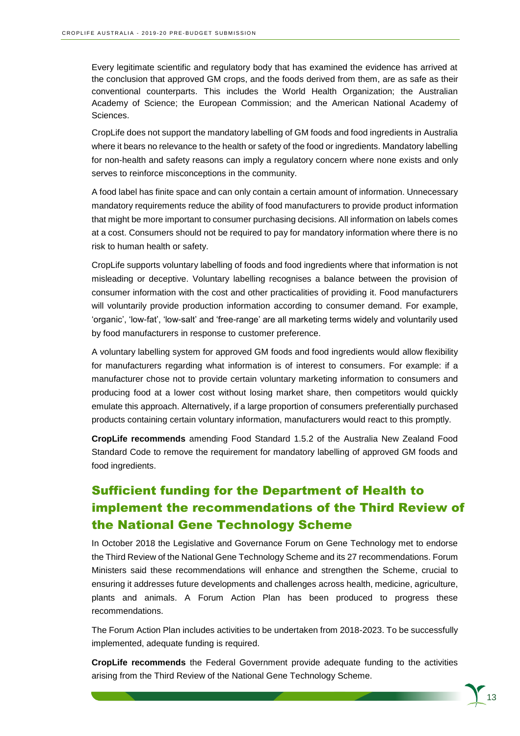Every legitimate scientific and regulatory body that has examined the evidence has arrived at the conclusion that approved GM crops, and the foods derived from them, are as safe as their conventional counterparts. This includes the World Health Organization; the Australian Academy of Science; the European Commission; and the American National Academy of Sciences.

CropLife does not support the mandatory labelling of GM foods and food ingredients in Australia where it bears no relevance to the health or safety of the food or ingredients. Mandatory labelling for non-health and safety reasons can imply a regulatory concern where none exists and only serves to reinforce misconceptions in the community.

A food label has finite space and can only contain a certain amount of information. Unnecessary mandatory requirements reduce the ability of food manufacturers to provide product information that might be more important to consumer purchasing decisions. All information on labels comes at a cost. Consumers should not be required to pay for mandatory information where there is no risk to human health or safety.

CropLife supports voluntary labelling of foods and food ingredients where that information is not misleading or deceptive. Voluntary labelling recognises a balance between the provision of consumer information with the cost and other practicalities of providing it. Food manufacturers will voluntarily provide production information according to consumer demand. For example, 'organic', 'low-fat', 'low-salt' and 'free-range' are all marketing terms widely and voluntarily used by food manufacturers in response to customer preference.

A voluntary labelling system for approved GM foods and food ingredients would allow flexibility for manufacturers regarding what information is of interest to consumers. For example: if a manufacturer chose not to provide certain voluntary marketing information to consumers and producing food at a lower cost without losing market share, then competitors would quickly emulate this approach. Alternatively, if a large proportion of consumers preferentially purchased products containing certain voluntary information, manufacturers would react to this promptly.

**CropLife recommends** amending Food Standard 1.5.2 of the Australia New Zealand Food Standard Code to remove the requirement for mandatory labelling of approved GM foods and food ingredients.

## Sufficient funding for the Department of Health to implement the recommendations of the Third Review of the National Gene Technology Scheme

In October 2018 the Legislative and Governance Forum on Gene Technology met to endorse the Third Review of the National Gene Technology Scheme and its 27 recommendations. Forum Ministers said these recommendations will enhance and strengthen the Scheme, crucial to ensuring it addresses future developments and challenges across health, medicine, agriculture, plants and animals. A Forum Action Plan has been produced to progress these recommendations.

The Forum Action Plan includes activities to be undertaken from 2018-2023. To be successfully implemented, adequate funding is required.

**CropLife recommends** the Federal Government provide adequate funding to the activities arising from the Third Review of the National Gene Technology Scheme.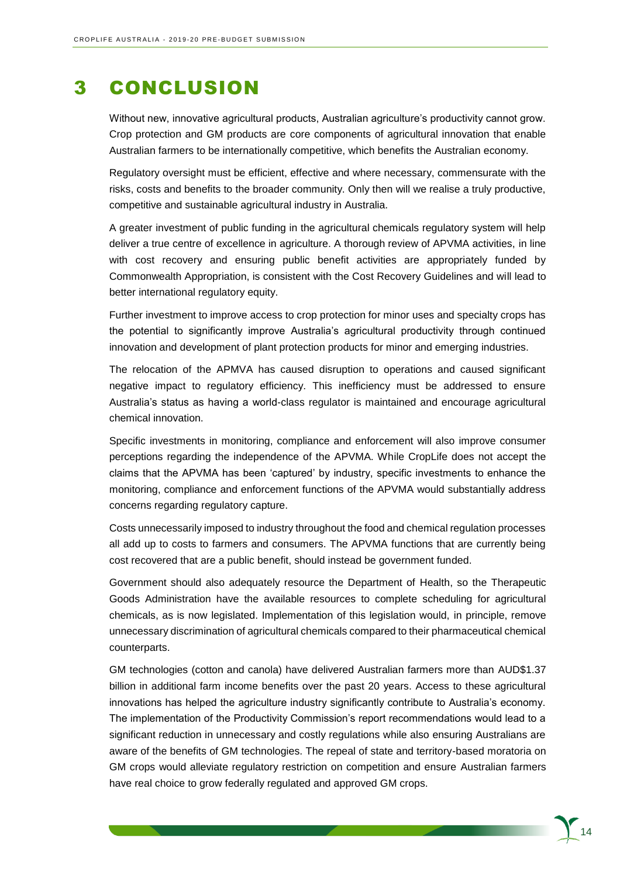# 3 CONCLUSION

Without new, innovative agricultural products, Australian agriculture's productivity cannot grow. Crop protection and GM products are core components of agricultural innovation that enable Australian farmers to be internationally competitive, which benefits the Australian economy.

Regulatory oversight must be efficient, effective and where necessary, commensurate with the risks, costs and benefits to the broader community. Only then will we realise a truly productive, competitive and sustainable agricultural industry in Australia.

A greater investment of public funding in the agricultural chemicals regulatory system will help deliver a true centre of excellence in agriculture. A thorough review of APVMA activities, in line with cost recovery and ensuring public benefit activities are appropriately funded by Commonwealth Appropriation, is consistent with the Cost Recovery Guidelines and will lead to better international regulatory equity.

Further investment to improve access to crop protection for minor uses and specialty crops has the potential to significantly improve Australia's agricultural productivity through continued innovation and development of plant protection products for minor and emerging industries.

The relocation of the APMVA has caused disruption to operations and caused significant negative impact to regulatory efficiency. This inefficiency must be addressed to ensure Australia's status as having a world-class regulator is maintained and encourage agricultural chemical innovation.

Specific investments in monitoring, compliance and enforcement will also improve consumer perceptions regarding the independence of the APVMA. While CropLife does not accept the claims that the APVMA has been 'captured' by industry, specific investments to enhance the monitoring, compliance and enforcement functions of the APVMA would substantially address concerns regarding regulatory capture.

Costs unnecessarily imposed to industry throughout the food and chemical regulation processes all add up to costs to farmers and consumers. The APVMA functions that are currently being cost recovered that are a public benefit, should instead be government funded.

Government should also adequately resource the Department of Health, so the Therapeutic Goods Administration have the available resources to complete scheduling for agricultural chemicals, as is now legislated. Implementation of this legislation would, in principle, remove unnecessary discrimination of agricultural chemicals compared to their pharmaceutical chemical counterparts.

GM technologies (cotton and canola) have delivered Australian farmers more than AUD$1.37 billion in additional farm income benefits over the past 20 years. Access to these agricultural innovations has helped the agriculture industry significantly contribute to Australia's economy. The implementation of the Productivity Commission's report recommendations would lead to a significant reduction in unnecessary and costly regulations while also ensuring Australians are aware of the benefits of GM technologies. The repeal of state and territory-based moratoria on GM crops would alleviate regulatory restriction on competition and ensure Australian farmers have real choice to grow federally regulated and approved GM crops.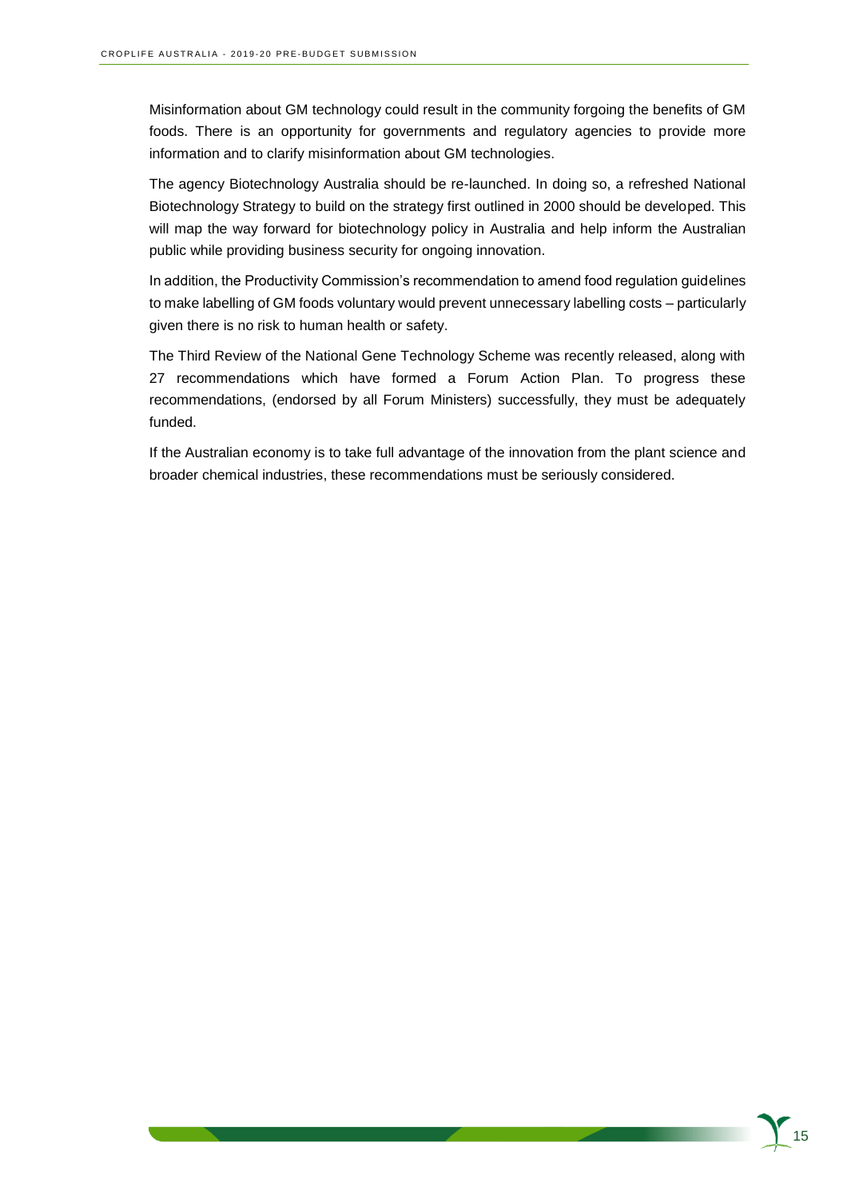Misinformation about GM technology could result in the community forgoing the benefits of GM foods. There is an opportunity for governments and regulatory agencies to provide more information and to clarify misinformation about GM technologies.

The agency Biotechnology Australia should be re-launched. In doing so, a refreshed National Biotechnology Strategy to build on the strategy first outlined in 2000 should be developed. This will map the way forward for biotechnology policy in Australia and help inform the Australian public while providing business security for ongoing innovation.

In addition, the Productivity Commission's recommendation to amend food regulation guidelines to make labelling of GM foods voluntary would prevent unnecessary labelling costs – particularly given there is no risk to human health or safety.

The Third Review of the National Gene Technology Scheme was recently released, along with 27 recommendations which have formed a Forum Action Plan. To progress these recommendations, (endorsed by all Forum Ministers) successfully, they must be adequately funded.

If the Australian economy is to take full advantage of the innovation from the plant science and broader chemical industries, these recommendations must be seriously considered.